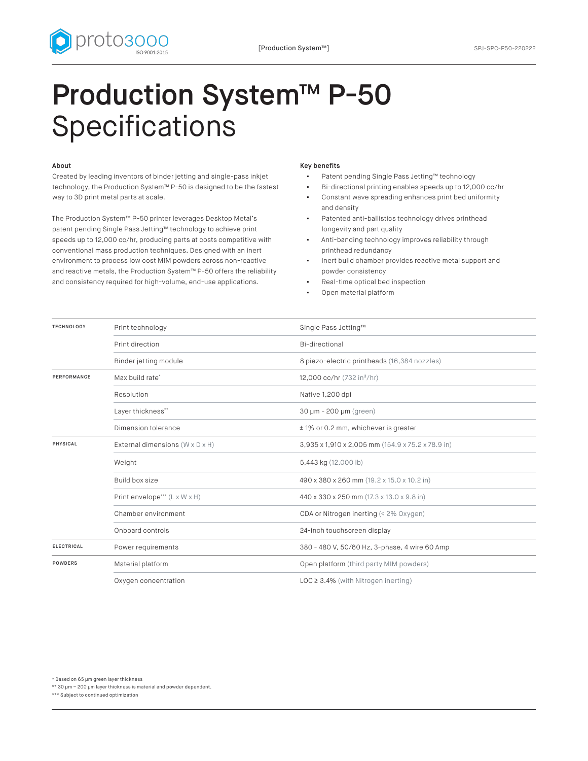# Production System™ P-50 Specifications

### About

Created by leading inventors of binder jetting and single-pass inkjet technology, the Production System™ P-50 is designed to be the fastest way to 3D print metal parts at scale.

The Production System™ P-50 printer leverages Desktop Metal's patent pending Single Pass Jetting™ technology to achieve print speeds up to 12,000 cc/hr, producing parts at costs competitive with conventional mass production techniques. Designed with an inert environment to process low cost MIM powders across non-reactive and reactive metals, the Production System™ P-50 offers the reliability and consistency required for high-volume, end-use applications.

### Key benefits

- Patent pending Single Pass Jetting™ technology
- Bi-directional printing enables speeds up to 12,000 cc/hr
- Constant wave spreading enhances print bed uniformity and density
- Patented anti-ballistics technology drives printhead longevity and part quality
- Anti-banding technology improves reliability through printhead redundancy
- Inert build chamber provides reactive metal support and powder consistency
- Real-time optical bed inspection
- Open material platform

| | | |
|---|---|---|
| **TECHNOLOGY** | Print technology | Single Pass Jetting™ |
| | Print direction | Bi-directional |
| | Binder jetting module | 8 piezo-electric printheads (16,384 nozzles) |
| **PERFORMANCE** | Max build rate* | 12,000 cc/hr (732 in³/hr) |
| | Resolution | Native 1,200 dpi |
| | Layer thickness** | 30 µm - 200 µm (green) |
| | Dimension tolerance | ± 1% or 0.2 mm, whichever is greater |
| **PHYSICAL** | External dimensions (W x D x H) | 3,935 x 1,910 x 2,005 mm (154.9 x 75.2 x 78.9 in) |
| | Weight | 5,443 kg (12,000 lb) |
| | Build box size | 490 x 380 x 260 mm (19.2 x 15.0 x 10.2 in) |
| | Print envelope*** (L x W x H) | 440 x 330 x 250 mm (17.3 x 13.0 x 9.8 in) |
| | Chamber environment | CDA or Nitrogen inerting (< 2% Oxygen) |
| | Onboard controls | 24-inch touchscreen display |
| **ELECTRICAL** | Power requirements | 380 - 480 V, 50/60 Hz, 3-phase, 4 wire 60 Amp |
| **POWDERS** | Material platform | Open platform (third party MIM powders) |
| | Oxygen concentration | LOC ≥ 3.4% (with Nitrogen inerting) |

\* Based on 65 µm green layer thickness

\** 30 µm – 200 µm layer thickness is material and powder dependent.

\*** Subject to continued optimization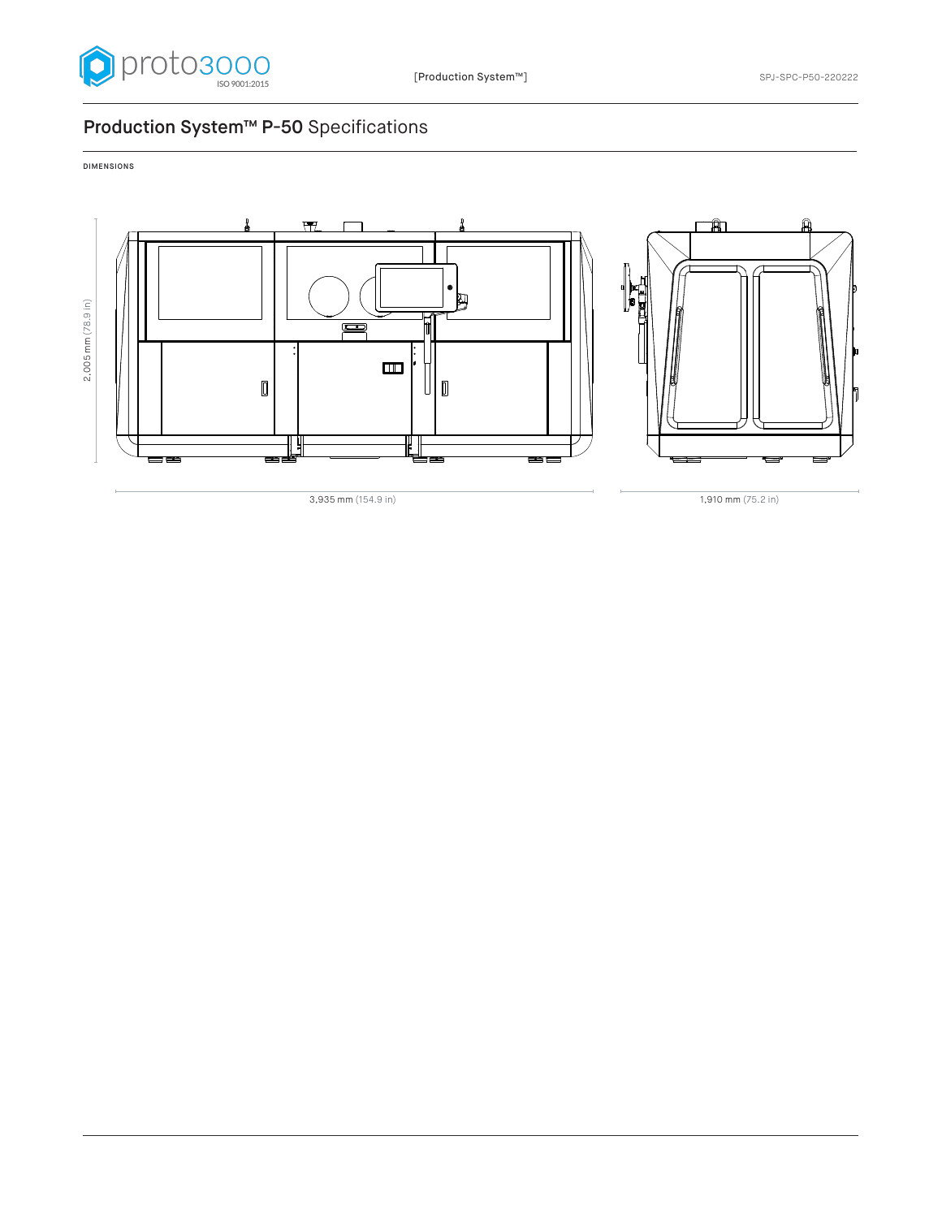## Production System™ P-50 Specifications

DIMENSIONS

2,005 mm (78.9 in)

3,935 mm (154.9 in)

1,910 mm (75.2 in)